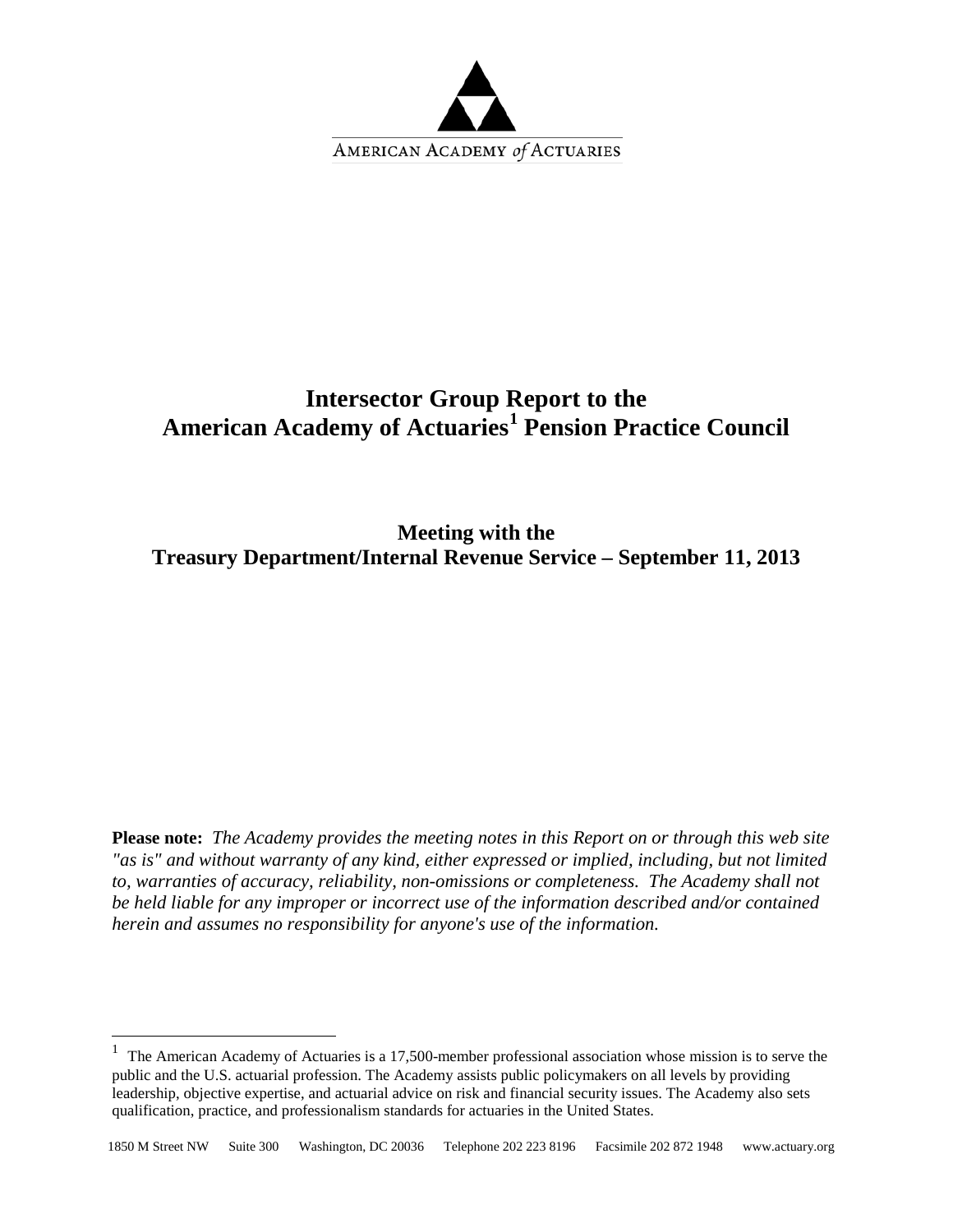AMERICAN ACADEMY *of* ACTUARIES

# Intersector Group Report to the American Academy of Actuaries[1] Pension Practice Council

## Meeting with the Treasury Department/Internal Revenue Service – September 11, 2013

**Please note:** *The Academy provides the meeting notes in this Report on or through this web site "as is" and without warranty of any kind, either expressed or implied, including, but not limited to, warranties of accuracy, reliability, non-omissions or completeness. The Academy shall not be held liable for any improper or incorrect use of the information described and/or contained herein and assumes no responsibility for anyone's use of the information.*

[1] The American Academy of Actuaries is a 17,500-member professional association whose mission is to serve the public and the U.S. actuarial profession. The Academy assists public policymakers on all levels by providing leadership, objective expertise, and actuarial advice on risk and financial security issues. The Academy also sets qualification, practice, and professionalism standards for actuaries in the United States.

1850 M Street NW Suite 300 Washington, DC 20036 Telephone 202 223 8196 Facsimile 202 872 1948 www.actuary.org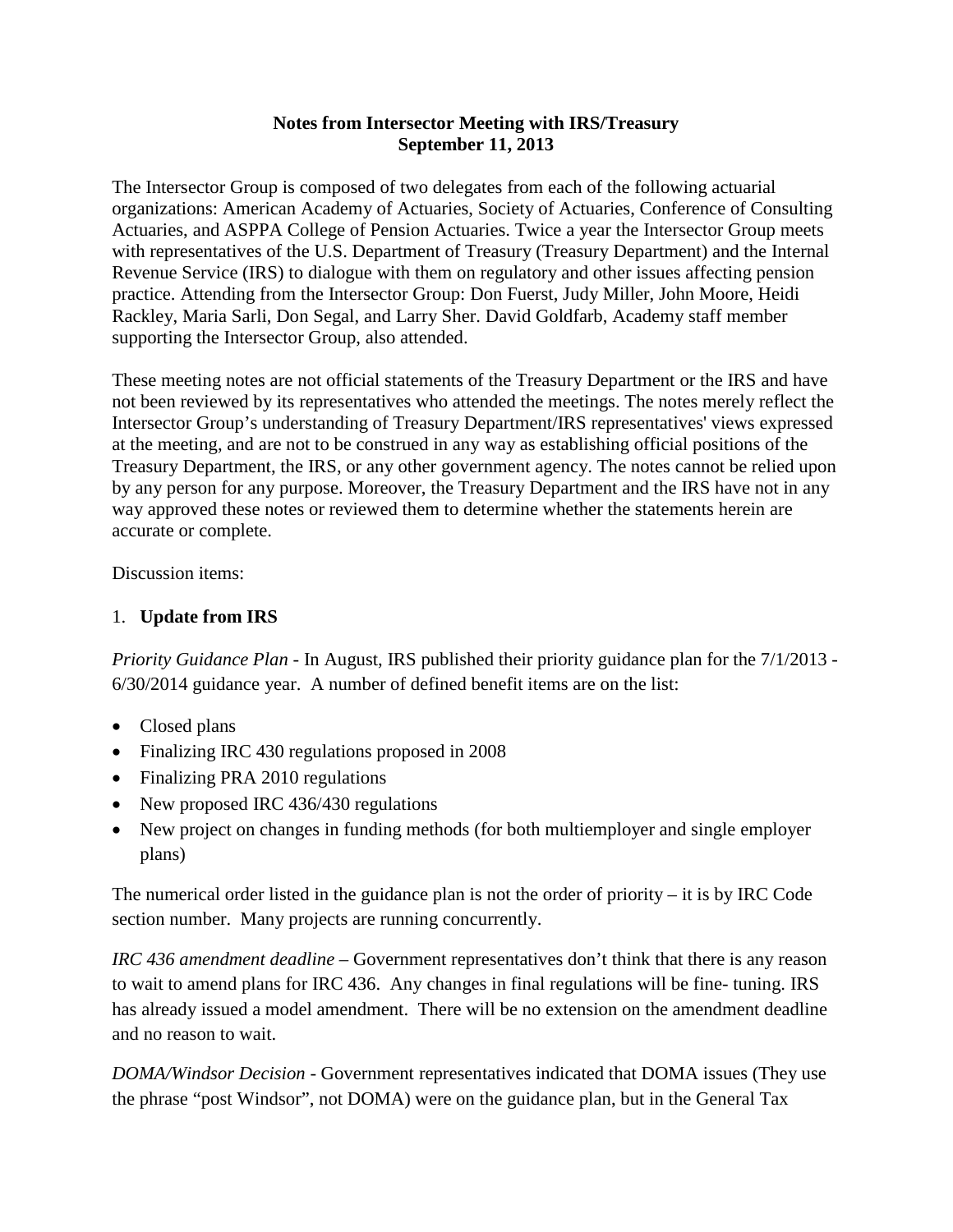**Notes from Intersector Meeting with IRS/Treasury**
**September 11, 2013**

The Intersector Group is composed of two delegates from each of the following actuarial organizations: American Academy of Actuaries, Society of Actuaries, Conference of Consulting Actuaries, and ASPPA College of Pension Actuaries. Twice a year the Intersector Group meets with representatives of the U.S. Department of Treasury (Treasury Department) and the Internal Revenue Service (IRS) to dialogue with them on regulatory and other issues affecting pension practice. Attending from the Intersector Group: Don Fuerst, Judy Miller, John Moore, Heidi Rackley, Maria Sarli, Don Segal, and Larry Sher. David Goldfarb, Academy staff member supporting the Intersector Group, also attended.

These meeting notes are not official statements of the Treasury Department or the IRS and have not been reviewed by its representatives who attended the meetings. The notes merely reflect the Intersector Group's understanding of Treasury Department/IRS representatives' views expressed at the meeting, and are not to be construed in any way as establishing official positions of the Treasury Department, the IRS, or any other government agency. The notes cannot be relied upon by any person for any purpose. Moreover, the Treasury Department and the IRS have not in any way approved these notes or reviewed them to determine whether the statements herein are accurate or complete.

Discussion items:

1. **Update from IRS**

*Priority Guidance Plan* - In August, IRS published their priority guidance plan for the 7/1/2013 - 6/30/2014 guidance year. A number of defined benefit items are on the list:

- Closed plans
- Finalizing IRC 430 regulations proposed in 2008
- Finalizing PRA 2010 regulations
- New proposed IRC 436/430 regulations
- New project on changes in funding methods (for both multiemployer and single employer plans)

The numerical order listed in the guidance plan is not the order of priority – it is by IRC Code section number. Many projects are running concurrently.

*IRC 436 amendment deadline* – Government representatives don't think that there is any reason to wait to amend plans for IRC 436. Any changes in final regulations will be fine- tuning. IRS has already issued a model amendment. There will be no extension on the amendment deadline and no reason to wait.

*DOMA/Windsor Decision* - Government representatives indicated that DOMA issues (They use the phrase "post Windsor", not DOMA) were on the guidance plan, but in the General Tax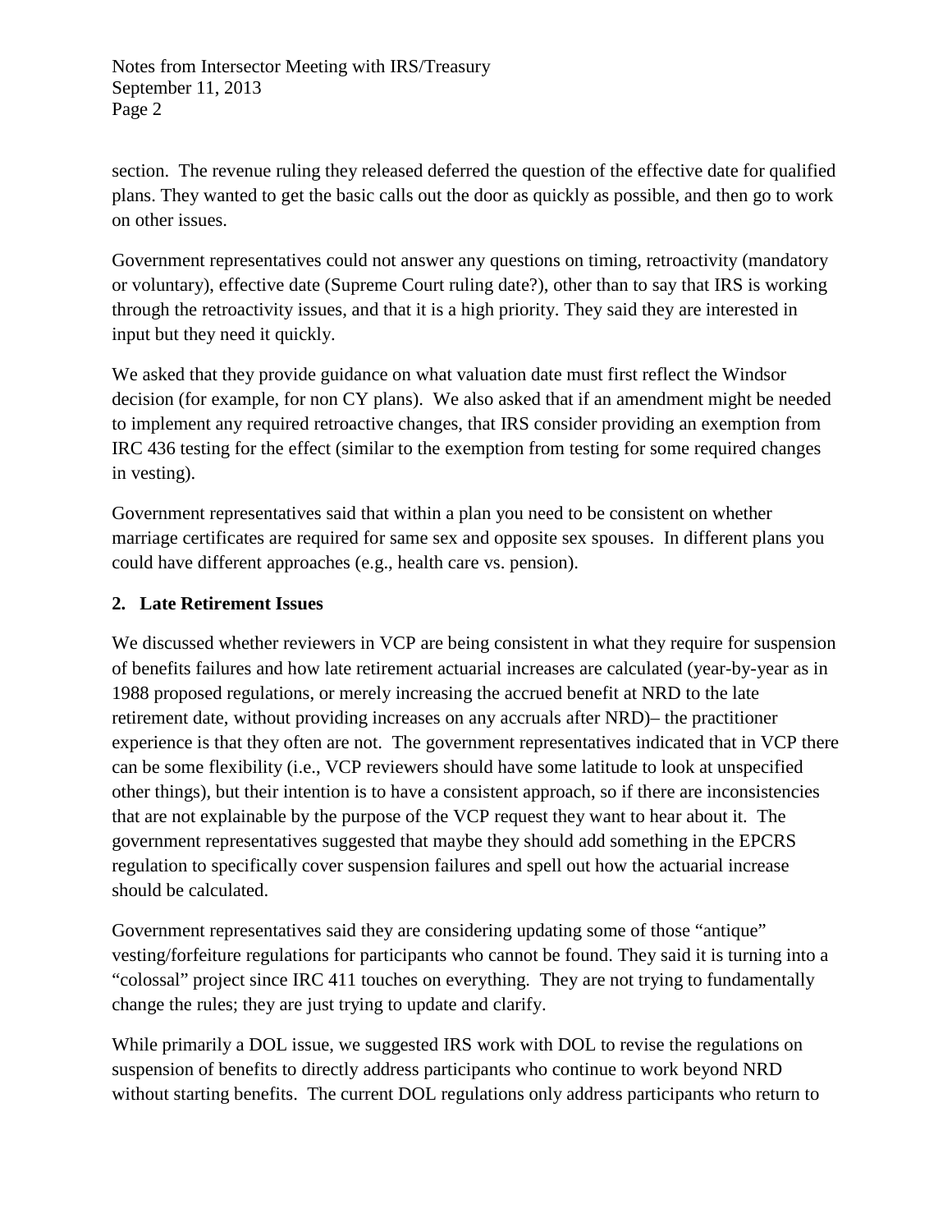section. The revenue ruling they released deferred the question of the effective date for qualified plans. They wanted to get the basic calls out the door as quickly as possible, and then go to work on other issues.

Government representatives could not answer any questions on timing, retroactivity (mandatory or voluntary), effective date (Supreme Court ruling date?), other than to say that IRS is working through the retroactivity issues, and that it is a high priority. They said they are interested in input but they need it quickly.

We asked that they provide guidance on what valuation date must first reflect the Windsor decision (for example, for non CY plans). We also asked that if an amendment might be needed to implement any required retroactive changes, that IRS consider providing an exemption from IRC 436 testing for the effect (similar to the exemption from testing for some required changes in vesting).

Government representatives said that within a plan you need to be consistent on whether marriage certificates are required for same sex and opposite sex spouses. In different plans you could have different approaches (e.g., health care vs. pension).

## 2. Late Retirement Issues

We discussed whether reviewers in VCP are being consistent in what they require for suspension of benefits failures and how late retirement actuarial increases are calculated (year-by-year as in 1988 proposed regulations, or merely increasing the accrued benefit at NRD to the late retirement date, without providing increases on any accruals after NRD)– the practitioner experience is that they often are not. The government representatives indicated that in VCP there can be some flexibility (i.e., VCP reviewers should have some latitude to look at unspecified other things), but their intention is to have a consistent approach, so if there are inconsistencies that are not explainable by the purpose of the VCP request they want to hear about it. The government representatives suggested that maybe they should add something in the EPCRS regulation to specifically cover suspension failures and spell out how the actuarial increase should be calculated.

Government representatives said they are considering updating some of those "antique" vesting/forfeiture regulations for participants who cannot be found. They said it is turning into a "colossal" project since IRC 411 touches on everything. They are not trying to fundamentally change the rules; they are just trying to update and clarify.

While primarily a DOL issue, we suggested IRS work with DOL to revise the regulations on suspension of benefits to directly address participants who continue to work beyond NRD without starting benefits. The current DOL regulations only address participants who return to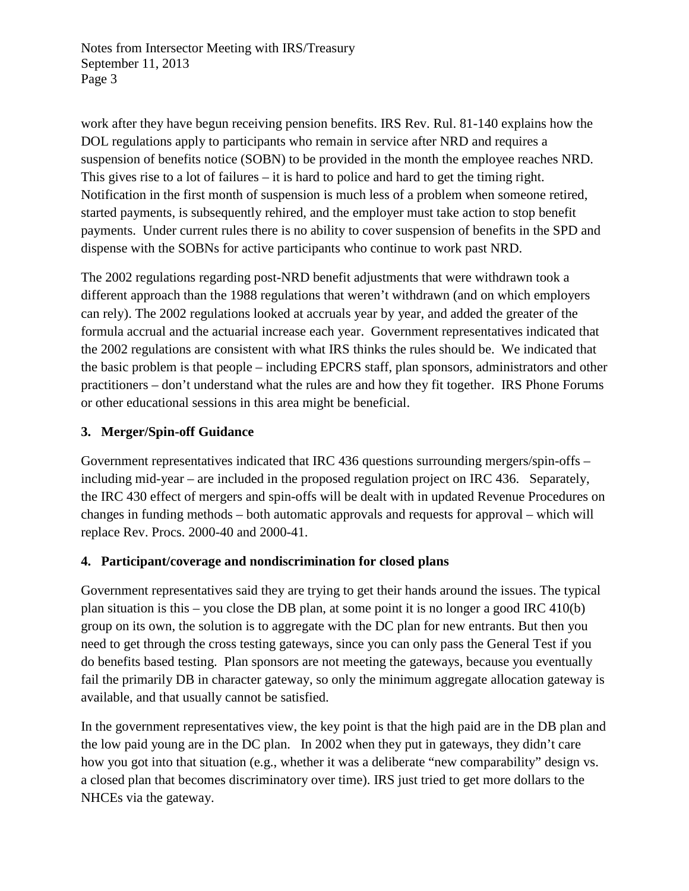work after they have begun receiving pension benefits. IRS Rev. Rul. 81-140 explains how the DOL regulations apply to participants who remain in service after NRD and requires a suspension of benefits notice (SOBN) to be provided in the month the employee reaches NRD. This gives rise to a lot of failures – it is hard to police and hard to get the timing right. Notification in the first month of suspension is much less of a problem when someone retired, started payments, is subsequently rehired, and the employer must take action to stop benefit payments. Under current rules there is no ability to cover suspension of benefits in the SPD and dispense with the SOBNs for active participants who continue to work past NRD.

The 2002 regulations regarding post-NRD benefit adjustments that were withdrawn took a different approach than the 1988 regulations that weren't withdrawn (and on which employers can rely). The 2002 regulations looked at accruals year by year, and added the greater of the formula accrual and the actuarial increase each year. Government representatives indicated that the 2002 regulations are consistent with what IRS thinks the rules should be. We indicated that the basic problem is that people – including EPCRS staff, plan sponsors, administrators and other practitioners – don't understand what the rules are and how they fit together. IRS Phone Forums or other educational sessions in this area might be beneficial.

### 3. Merger/Spin-off Guidance

Government representatives indicated that IRC 436 questions surrounding mergers/spin-offs – including mid-year – are included in the proposed regulation project on IRC 436. Separately, the IRC 430 effect of mergers and spin-offs will be dealt with in updated Revenue Procedures on changes in funding methods – both automatic approvals and requests for approval – which will replace Rev. Procs. 2000-40 and 2000-41.

### 4. Participant/coverage and nondiscrimination for closed plans

Government representatives said they are trying to get their hands around the issues. The typical plan situation is this – you close the DB plan, at some point it is no longer a good IRC 410(b) group on its own, the solution is to aggregate with the DC plan for new entrants. But then you need to get through the cross testing gateways, since you can only pass the General Test if you do benefits based testing. Plan sponsors are not meeting the gateways, because you eventually fail the primarily DB in character gateway, so only the minimum aggregate allocation gateway is available, and that usually cannot be satisfied.

In the government representatives view, the key point is that the high paid are in the DB plan and the low paid young are in the DC plan. In 2002 when they put in gateways, they didn't care how you got into that situation (e.g., whether it was a deliberate "new comparability" design vs. a closed plan that becomes discriminatory over time). IRS just tried to get more dollars to the NHCEs via the gateway.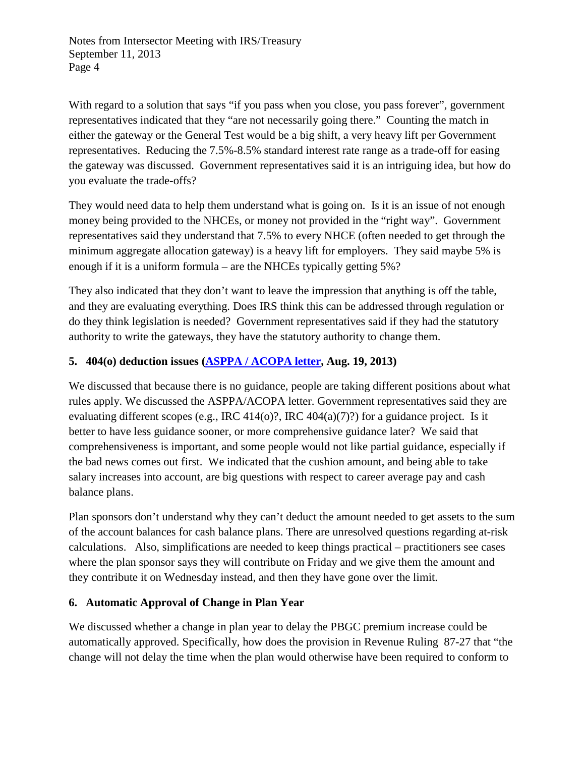With regard to a solution that says "if you pass when you close, you pass forever", government representatives indicated that they "are not necessarily going there." Counting the match in either the gateway or the General Test would be a big shift, a very heavy lift per Government representatives. Reducing the 7.5%-8.5% standard interest rate range as a trade-off for easing the gateway was discussed. Government representatives said it is an intriguing idea, but how do you evaluate the trade-offs?

They would need data to help them understand what is going on. Is it is an issue of not enough money being provided to the NHCEs, or money not provided in the "right way". Government representatives said they understand that 7.5% to every NHCE (often needed to get through the minimum aggregate allocation gateway) is a heavy lift for employers. They said maybe 5% is enough if it is a uniform formula – are the NHCEs typically getting 5%?

They also indicated that they don't want to leave the impression that anything is off the table, and they are evaluating everything. Does IRS think this can be addressed through regulation or do they think legislation is needed? Government representatives said if they had the statutory authority to write the gateways, they have the statutory authority to change them.

### 5. 404(o) deduction issues (ASPPA / ACOPA letter, Aug. 19, 2013)

We discussed that because there is no guidance, people are taking different positions about what rules apply. We discussed the ASPPA/ACOPA letter. Government representatives said they are evaluating different scopes (e.g., IRC 414(o)?, IRC 404(a)(7)?) for a guidance project. Is it better to have less guidance sooner, or more comprehensive guidance later? We said that comprehensiveness is important, and some people would not like partial guidance, especially if the bad news comes out first. We indicated that the cushion amount, and being able to take salary increases into account, are big questions with respect to career average pay and cash balance plans.

Plan sponsors don't understand why they can't deduct the amount needed to get assets to the sum of the account balances for cash balance plans. There are unresolved questions regarding at-risk calculations. Also, simplifications are needed to keep things practical – practitioners see cases where the plan sponsor says they will contribute on Friday and we give them the amount and they contribute it on Wednesday instead, and then they have gone over the limit.

### 6. Automatic Approval of Change in Plan Year

We discussed whether a change in plan year to delay the PBGC premium increase could be automatically approved. Specifically, how does the provision in Revenue Ruling 87-27 that "the change will not delay the time when the plan would otherwise have been required to conform to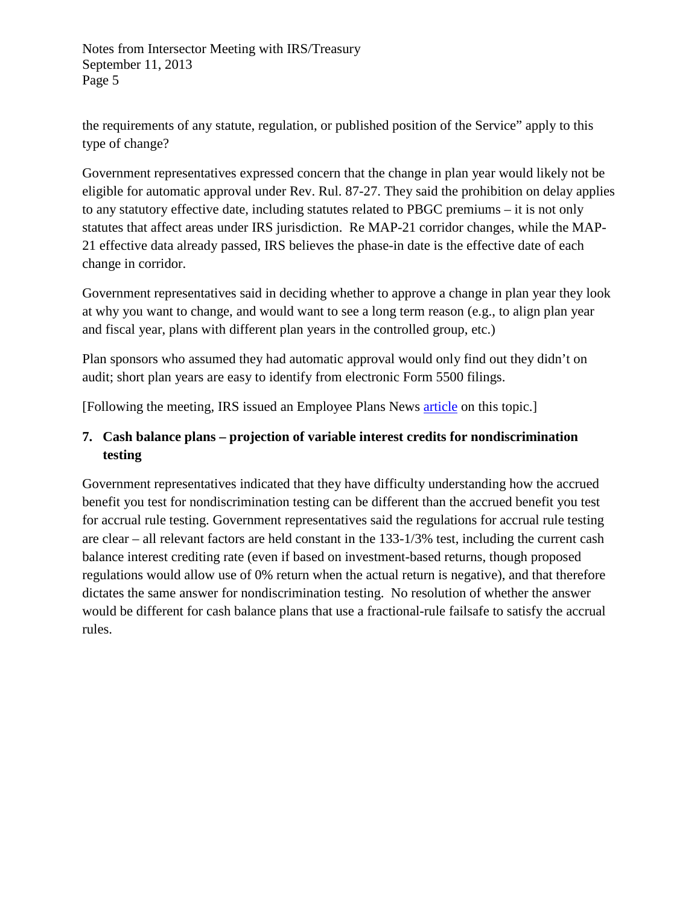the requirements of any statute, regulation, or published position of the Service" apply to this type of change?

Government representatives expressed concern that the change in plan year would likely not be eligible for automatic approval under Rev. Rul. 87-27. They said the prohibition on delay applies to any statutory effective date, including statutes related to PBGC premiums – it is not only statutes that affect areas under IRS jurisdiction. Re MAP-21 corridor changes, while the MAP-21 effective data already passed, IRS believes the phase-in date is the effective date of each change in corridor.

Government representatives said in deciding whether to approve a change in plan year they look at why you want to change, and would want to see a long term reason (e.g., to align plan year and fiscal year, plans with different plan years in the controlled group, etc.)

Plan sponsors who assumed they had automatic approval would only find out they didn't on audit; short plan years are easy to identify from electronic Form 5500 filings.

[Following the meeting, IRS issued an Employee Plans News article on this topic.]

## 7. Cash balance plans – projection of variable interest credits for nondiscrimination testing

Government representatives indicated that they have difficulty understanding how the accrued benefit you test for nondiscrimination testing can be different than the accrued benefit you test for accrual rule testing. Government representatives said the regulations for accrual rule testing are clear – all relevant factors are held constant in the 133-1/3% test, including the current cash balance interest crediting rate (even if based on investment-based returns, though proposed regulations would allow use of 0% return when the actual return is negative), and that therefore dictates the same answer for nondiscrimination testing. No resolution of whether the answer would be different for cash balance plans that use a fractional-rule failsafe to satisfy the accrual rules.